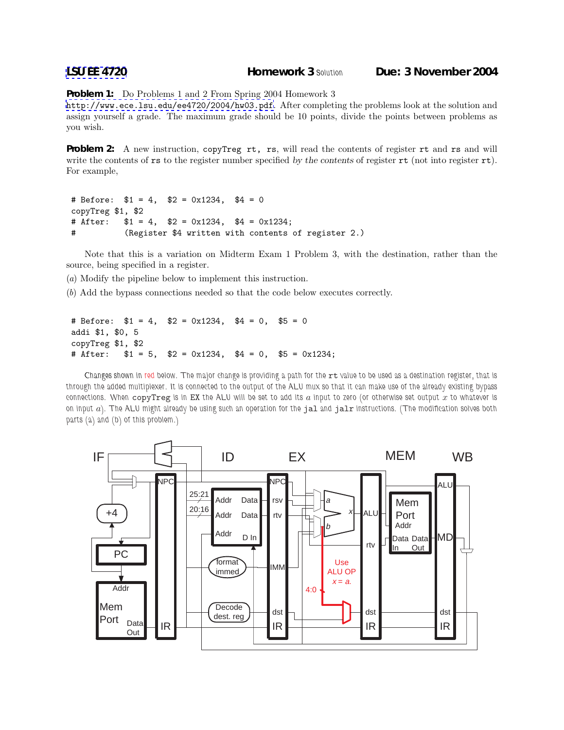**LSU EE 4720** **Homework 3** Solution **Due: 3 November 2004**

**Problem 1:** Do Problems 1 and 2 From Spring 2004 Homework 3 http://www.ece.lsu.edu/ee4720/2004/hw03.pdf. After completing the problems look at the solution and assign yourself a grade. The maximum grade should be 10 points, divide the points between problems as you wish.

**Problem 2:** A new instruction, `copyTreg rt, rs`, will read the contents of register `rt` and `rs` and will write the contents of `rs` to the register number specified *by the contents* of register `rt` (not into register `rt`). For example,

```
# Before:  $1 = 4,   $2 = 0x1234,   $4 = 0
copyTreg $1, $2
# After:   $1 = 4,   $2 = 0x1234,   $4 = 0x1234;
#          (Register $4 written with contents of register 2.)
```

Note that this is a variation on Midterm Exam 1 Problem 3, with the destination, rather than the source, being specified in a register.

(*a*) Modify the pipeline below to implement this instruction.

(*b*) Add the bypass connections needed so that the code below executes correctly.

```
# Before:  $1 = 4,   $2 = 0x1234,   $4 = 0,   $5 = 0
addi $1, $0, 5
copyTreg $1, $2
# After:   $1 = 5,   $2 = 0x1234,   $4 = 0,   $5 = 0x1234;
```

Changes shown in red below. The major change is providing a path for the `rt` value to be used as a destination register, that is through the added multiplexer. It is connected to the output of the ALU mux so that it can make use of the already existing bypass connections. When `copyTreg` is in EX the ALU will be set to add its $a$ input to zero (or otherwise set output $x$ to whatever is on input $a$). The ALU might already be using such an operation for the `jal` and `jalr` instructions. (The modification solves both parts (a) and (b) of this problem.)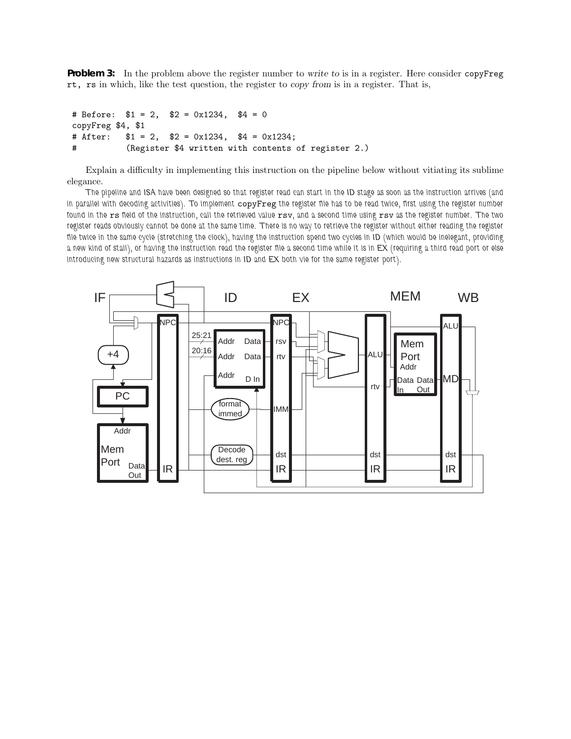**Problem 3:** In the problem above the register number to *write to* is in a register. Here consider `copyFreg rt, rs` in which, like the test question, the register to *copy from* is in a register. That is,

```
# Before:  $1 = 2,  $2 = 0x1234,  $4 = 0
copyFreg $4, $1
# After:   $1 = 2,  $2 = 0x1234,  $4 = 0x1234;
#          (Register $4 written with contents of register 2.)
```

Explain a difficulty in implementing this instruction on the pipeline below without vitiating its sublime elegance.

The pipeline and ISA have been designed so that register read can start in the ID stage as soon as the instruction arrives (and in parallel with decoding activities). To implement `copyFreg` the register file has to be read twice, first using the register number found in the `rs` field of the instruction, call the retrieved value `rsv`, and a second time using `rsv` as the register number. The two register reads obviously cannot be done at the same time. There is no way to retrieve the register without either reading the register file twice in the same cycle (stretching the clock), having the instruction spend two cycles in ID (which would be inelegant, providing a new kind of stall), or having the instruction read the register file a second time while it is in EX (requiring a third read port or else introducing new structural hazards as instructions in ID and EX both vie for the same register port).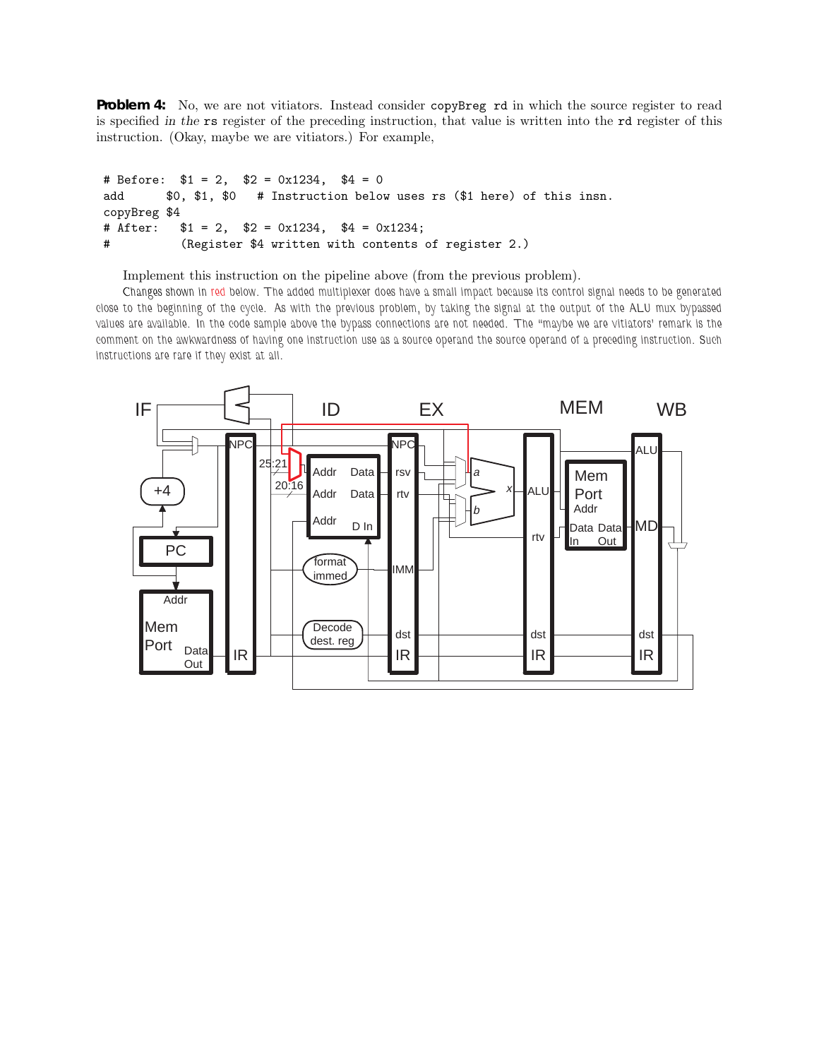**Problem 4:** No, we are not vitiators. Instead consider `copyBreg rd` in which the source register to read is specified *in the* `rs` register of the preceding instruction, that value is written into the `rd` register of this instruction. (Okay, maybe we are vitiators.) For example,

```
# Before:  $1 = 2,  $2 = 0x1234,  $4 = 0
add      $0, $1, $0   # Instruction below uses rs ($1 here) of this insn.
copyBreg $4
# After:   $1 = 2,  $2 = 0x1234,  $4 = 0x1234;
#          (Register $4 written with contents of register 2.)
```

Implement this instruction on the pipeline above (from the previous problem).

Changes shown in red below. The added multiplexer does have a small impact because its control signal needs to be generated close to the beginning of the cycle. As with the previous problem, by taking the signal at the output of the ALU mux bypassed values are available. In the code sample above the bypass connections are not needed. The "maybe we are vitiators" remark is the comment on the awkwardness of having one instruction use as a source operand the source operand of a preceding instruction. Such instructions are rare if they exist at all.

IF
ID
EX
MEM
WB
NPC
NPC
+4
PC
Addr
Mem
Port
Data
Out
IR
25:21
20:16
Addr
Data
Addr
Data
Addr
D In
format
immed
Decode
dest. reg
rsv
rtv
IMM
dst
IR
a
b
x
ALU
rtv
dst
IR
Mem
Port
Addr
Data
In
Data
Out
ALU
MD
dst
IR